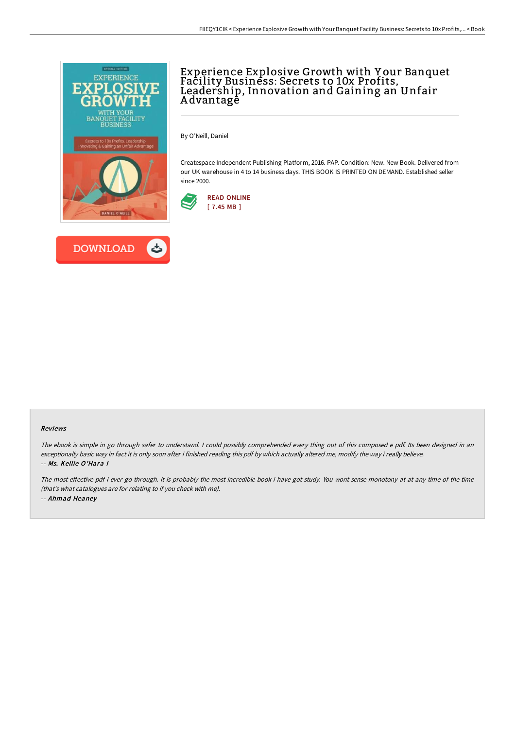# Experience Explosive Growth with Your Banquet Facility Business: Secrets to 10x Profits, Leadership, Innovation and Gaining an Unfair Advantage

By O'Neill, Daniel

Createspace Independent Publishing Platform, 2016. PAP. Condition: New. New Book. Delivered from our UK warehouse in 4 to 14 business days. THIS BOOK IS PRINTED ON DEMAND. Established seller since 2000.

READ ONLINE
[ 7.45 MB ]

DOWNLOAD

### Reviews

*The ebook is simple in go through safer to understand. I could possibly comprehended every thing out of this composed e pdf. Its been designed in an exceptionally basic way in fact it is only soon after i finished reading this pdf by which actually altered me, modify the way i really believe.*

*-- **Ms. Kellie O'Hara I***

*The most effective pdf i ever go through. It is probably the most incredible book i have got study. You wont sense monotony at at any time of the time (that's what catalogues are for relating to if you check with me).*

*-- **Ahmad Heaney***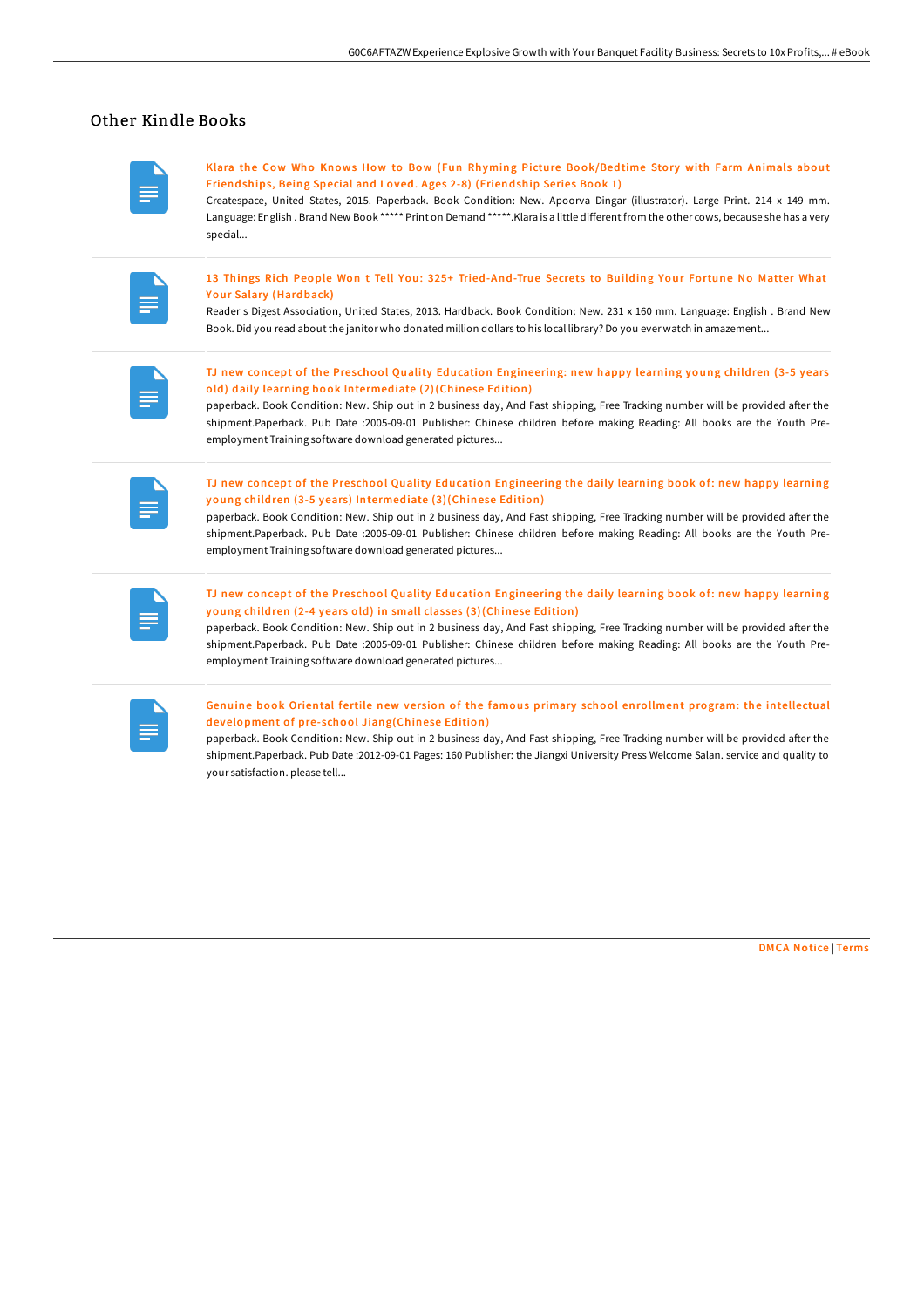## Other Kindle Books

**Klara the Cow Who Knows How to Bow (Fun Rhyming Picture Book/Bedtime Story with Farm Animals about Friendships, Being Special and Loved. Ages 2-8) (Friendship Series Book 1)**

Createspace, United States, 2015. Paperback. Book Condition: New. Apoorva Dingar (illustrator). Large Print. 214 x 149 mm. Language: English . Brand New Book ***** Print on Demand *****.Klara is a little different from the other cows, because she has a very special...

**13 Things Rich People Won t Tell You: 325+ Tried-And-True Secrets to Building Your Fortune No Matter What Your Salary (Hardback)**

Reader s Digest Association, United States, 2013. Hardback. Book Condition: New. 231 x 160 mm. Language: English . Brand New Book. Did you read about the janitor who donated million dollars to his local library? Do you ever watch in amazement...

**TJ new concept of the Preschool Quality Education Engineering: new happy learning young children (3-5 years old) daily learning book Intermediate (2)(Chinese Edition)**

paperback. Book Condition: New. Ship out in 2 business day, And Fast shipping, Free Tracking number will be provided after the shipment.Paperback. Pub Date :2005-09-01 Publisher: Chinese children before making Reading: All books are the Youth Pre-employment Training software download generated pictures...

**TJ new concept of the Preschool Quality Education Engineering the daily learning book of: new happy learning young children (3-5 years) Intermediate (3)(Chinese Edition)**

paperback. Book Condition: New. Ship out in 2 business day, And Fast shipping, Free Tracking number will be provided after the shipment.Paperback. Pub Date :2005-09-01 Publisher: Chinese children before making Reading: All books are the Youth Pre-employment Training software download generated pictures...

**TJ new concept of the Preschool Quality Education Engineering the daily learning book of: new happy learning young children (2-4 years old) in small classes (3)(Chinese Edition)**

paperback. Book Condition: New. Ship out in 2 business day, And Fast shipping, Free Tracking number will be provided after the shipment.Paperback. Pub Date :2005-09-01 Publisher: Chinese children before making Reading: All books are the Youth Pre-employment Training software download generated pictures...

**Genuine book Oriental fertile new version of the famous primary school enrollment program: the intellectual development of pre-school Jiang(Chinese Edition)**

paperback. Book Condition: New. Ship out in 2 business day, And Fast shipping, Free Tracking number will be provided after the shipment.Paperback. Pub Date :2012-09-01 Pages: 160 Publisher: the Jiangxi University Press Welcome Salan. service and quality to your satisfaction. please tell...